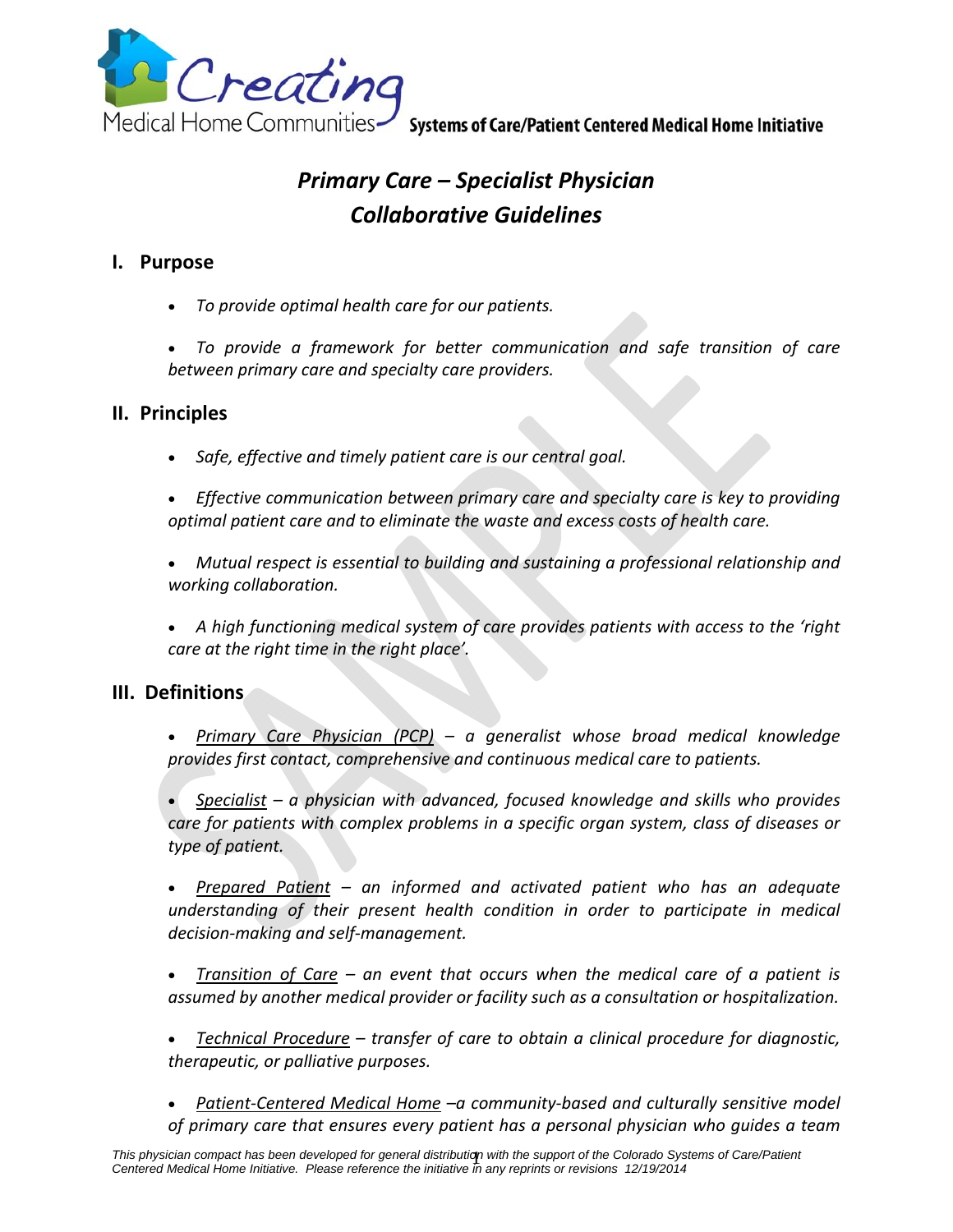Creating Medical Home Communities — Systems of Care/Patient Centered Medical Home Initiative

# *Primary Care – Specialist Physician Collaborative Guidelines*

## I. Purpose

- *To provide optimal health care for our patients.*
- *To provide a framework for better communication and safe transition of care between primary care and specialty care providers.*

## II. Principles

- *Safe, effective and timely patient care is our central goal.*
- *Effective communication between primary care and specialty care is key to providing optimal patient care and to eliminate the waste and excess costs of health care.*
- *Mutual respect is essential to building and sustaining a professional relationship and working collaboration.*
- *A high functioning medical system of care provides patients with access to the 'right care at the right time in the right place'.*

## III. Definitions

- *<u>Primary Care Physician (PCP)</u> – a generalist whose broad medical knowledge provides first contact, comprehensive and continuous medical care to patients.*
- *<u>Specialist</u> – a physician with advanced, focused knowledge and skills who provides care for patients with complex problems in a specific organ system, class of diseases or type of patient.*
- *<u>Prepared Patient</u> – an informed and activated patient who has an adequate understanding of their present health condition in order to participate in medical decision-making and self-management.*
- *<u>Transition of Care</u> – an event that occurs when the medical care of a patient is assumed by another medical provider or facility such as a consultation or hospitalization.*
- *<u>Technical Procedure</u> – transfer of care to obtain a clinical procedure for diagnostic, therapeutic, or palliative purposes.*
- *<u>Patient-Centered Medical Home</u> –a community-based and culturally sensitive model of primary care that ensures every patient has a personal physician who guides a team*

*This physician compact has been developed for general distribution with the support of the Colorado Systems of Care/Patient Centered Medical Home Initiative. Please reference the initiative in any reprints or revisions 12/19/2014*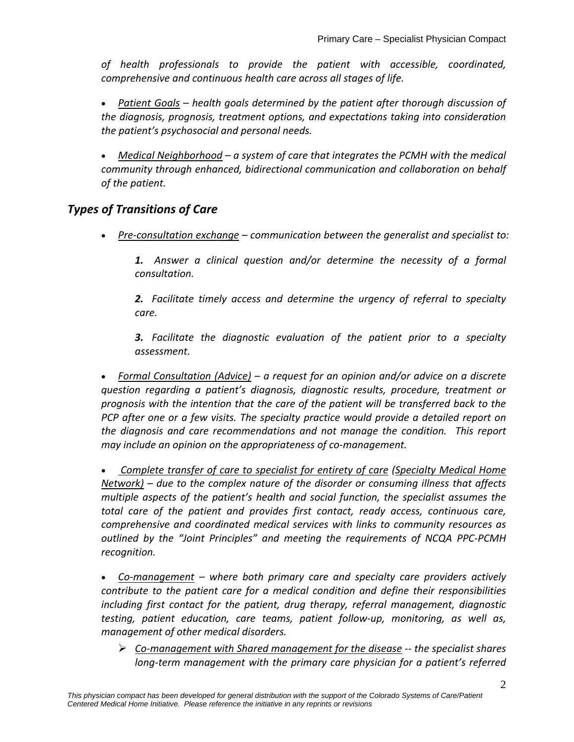*of health professionals to provide the patient with accessible, coordinated, comprehensive and continuous health care across all stages of life.*

- *<u>Patient Goals</u> – health goals determined by the patient after thorough discussion of the diagnosis, prognosis, treatment options, and expectations taking into consideration the patient's psychosocial and personal needs.*

- *<u>Medical Neighborhood</u> – a system of care that integrates the PCMH with the medical community through enhanced, bidirectional communication and collaboration on behalf of the patient.*

## *Types of Transitions of Care*

- *<u>Pre-consultation exchange</u> – communication between the generalist and specialist to:*

  ***1.*** *Answer a clinical question and/or determine the necessity of a formal consultation.*

  ***2.*** *Facilitate timely access and determine the urgency of referral to specialty care.*

  ***3.*** *Facilitate the diagnostic evaluation of the patient prior to a specialty assessment.*

- *<u>Formal Consultation (Advice)</u> – a request for an opinion and/or advice on a discrete question regarding a patient's diagnosis, diagnostic results, procedure, treatment or prognosis with the intention that the care of the patient will be transferred back to the PCP after one or a few visits. The specialty practice would provide a detailed report on the diagnosis and care recommendations and not manage the condition. This report may include an opinion on the appropriateness of co-management.*

- *<u>Complete transfer of care to specialist for entirety of care</u> (<u>Specialty Medical Home Network)</u> – due to the complex nature of the disorder or consuming illness that affects multiple aspects of the patient's health and social function, the specialist assumes the total care of the patient and provides first contact, ready access, continuous care, comprehensive and coordinated medical services with links to community resources as outlined by the "Joint Principles" and meeting the requirements of NCQA PPC-PCMH recognition.*

- *<u>Co-management</u> – where both primary care and specialty care providers actively contribute to the patient care for a medical condition and define their responsibilities including first contact for the patient, drug therapy, referral management, diagnostic testing, patient education, care teams, patient follow-up, monitoring, as well as, management of other medical disorders.*
  - *<u>Co-management with Shared management for the disease</u> -- the specialist shares long-term management with the primary care physician for a patient's referred*

*This physician compact has been developed for general distribution with the support of the Colorado Systems of Care/Patient Centered Medical Home Initiative. Please reference the initiative in any reprints or revisions*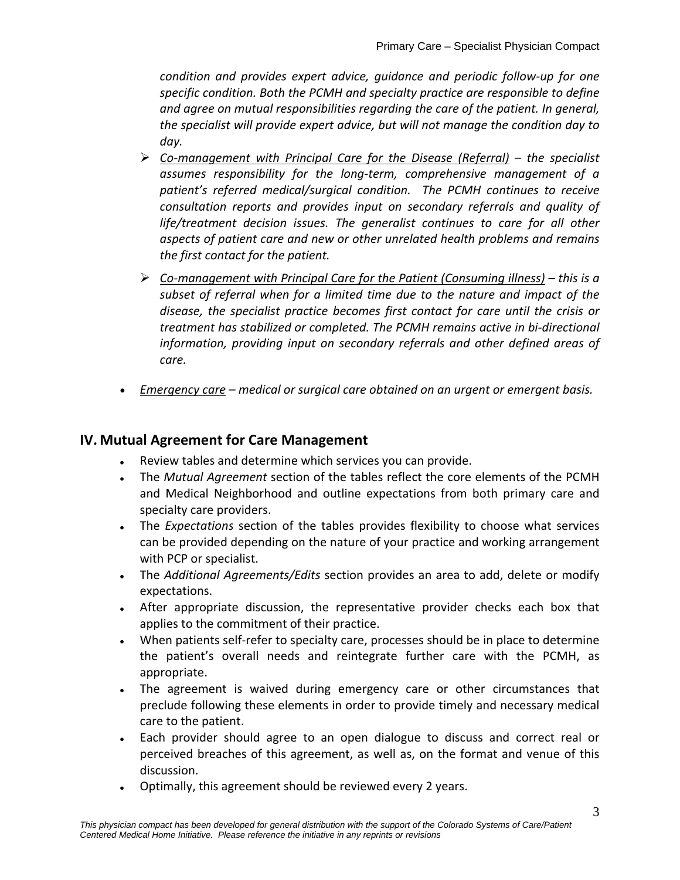*condition and provides expert advice, guidance and periodic follow-up for one specific condition. Both the PCMH and specialty practice are responsible to define and agree on mutual responsibilities regarding the care of the patient. In general, the specialist will provide expert advice, but will not manage the condition day to day.*

- *<u>Co-management with Principal Care for the Disease (Referral)</u> – the specialist assumes responsibility for the long-term, comprehensive management of a patient's referred medical/surgical condition. The PCMH continues to receive consultation reports and provides input on secondary referrals and quality of life/treatment decision issues. The generalist continues to care for all other aspects of patient care and new or other unrelated health problems and remains the first contact for the patient.*
- *<u>Co-management with Principal Care for the Patient (Consuming illness)</u> – this is a subset of referral when for a limited time due to the nature and impact of the disease, the specialist practice becomes first contact for care until the crisis or treatment has stabilized or completed. The PCMH remains active in bi-directional information, providing input on secondary referrals and other defined areas of care.*

- *<u>Emergency care</u> – medical or surgical care obtained on an urgent or emergent basis.*

## IV. Mutual Agreement for Care Management

- Review tables and determine which services you can provide.
- The *Mutual Agreement* section of the tables reflect the core elements of the PCMH and Medical Neighborhood and outline expectations from both primary care and specialty care providers.
- The *Expectations* section of the tables provides flexibility to choose what services can be provided depending on the nature of your practice and working arrangement with PCP or specialist.
- The *Additional Agreements/Edits* section provides an area to add, delete or modify expectations.
- After appropriate discussion, the representative provider checks each box that applies to the commitment of their practice.
- When patients self-refer to specialty care, processes should be in place to determine the patient's overall needs and reintegrate further care with the PCMH, as appropriate.
- The agreement is waived during emergency care or other circumstances that preclude following these elements in order to provide timely and necessary medical care to the patient.
- Each provider should agree to an open dialogue to discuss and correct real or perceived breaches of this agreement, as well as, on the format and venue of this discussion.
- Optimally, this agreement should be reviewed every 2 years.

*This physician compact has been developed for general distribution with the support of the Colorado Systems of Care/Patient Centered Medical Home Initiative. Please reference the initiative in any reprints or revisions*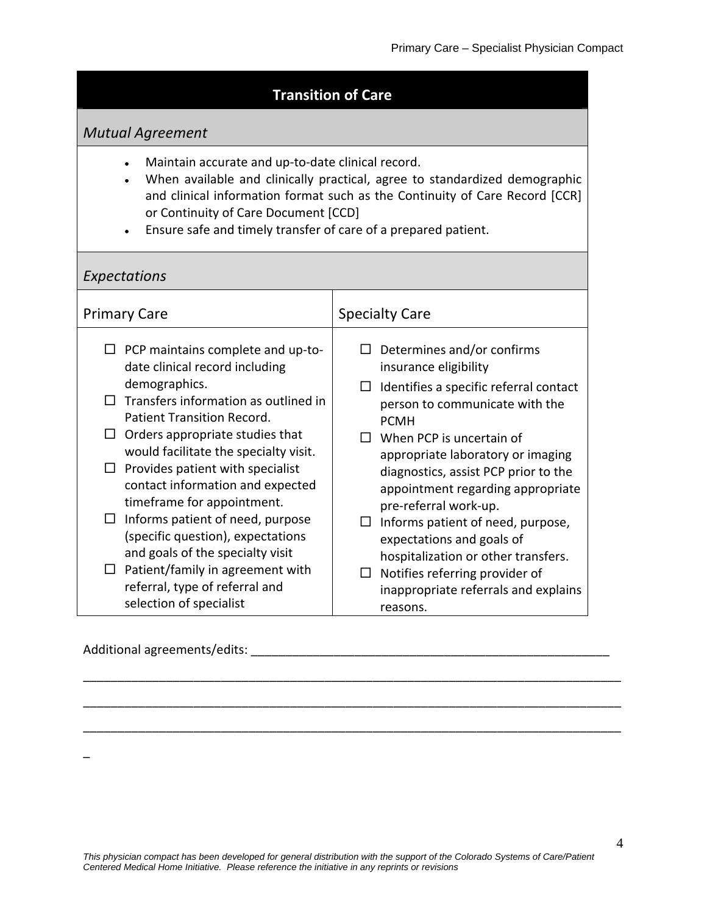## Transition of Care

### *Mutual Agreement*

- Maintain accurate and up-to-date clinical record.
- When available and clinically practical, agree to standardized demographic and clinical information format such as the Continuity of Care Record [CCR] or Continuity of Care Document [CCD]
- Ensure safe and timely transfer of care of a prepared patient.

### *Expectations*

| Primary Care | Specialty Care |
|---|---|
| ☐ PCP maintains complete and up-to-date clinical record including demographics.<br>☐ Transfers information as outlined in Patient Transition Record.<br>☐ Orders appropriate studies that would facilitate the specialty visit.<br>☐ Provides patient with specialist contact information and expected timeframe for appointment.<br>☐ Informs patient of need, purpose (specific question), expectations and goals of the specialty visit<br>☐ Patient/family in agreement with referral, type of referral and selection of specialist | ☐ Determines and/or confirms insurance eligibility<br>☐ Identifies a specific referral contact person to communicate with the PCMH<br>☐ When PCP is uncertain of appropriate laboratory or imaging diagnostics, assist PCP prior to the appointment regarding appropriate pre-referral work-up.<br>☐ Informs patient of need, purpose, expectations and goals of hospitalization or other transfers.<br>☐ Notifies referring provider of inappropriate referrals and explains reasons. |

Additional agreements/edits: _____________________________________________________

_____________________________________________________________________________

_____________________________________________________________________________

_____________________________________________________________________________

_

*This physician compact has been developed for general distribution with the support of the Colorado Systems of Care/Patient Centered Medical Home Initiative. Please reference the initiative in any reprints or revisions*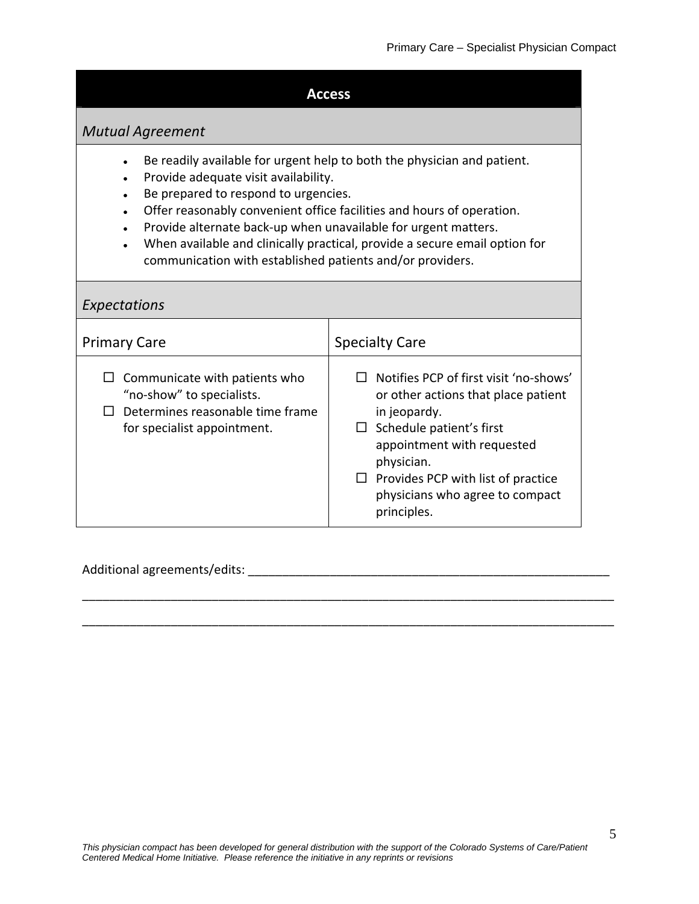## Access

### *Mutual Agreement*

- Be readily available for urgent help to both the physician and patient.
- Provide adequate visit availability.
- Be prepared to respond to urgencies.
- Offer reasonably convenient office facilities and hours of operation.
- Provide alternate back-up when unavailable for urgent matters.
- When available and clinically practical, provide a secure email option for communication with established patients and/or providers.

### *Expectations*

| Primary Care | Specialty Care |
| --- | --- |
| ☐ Communicate with patients who "no-show" to specialists.<br>☐ Determines reasonable time frame for specialist appointment. | ☐ Notifies PCP of first visit 'no-shows' or other actions that place patient in jeopardy.<br>☐ Schedule patient's first appointment with requested physician.<br>☐ Provides PCP with list of practice physicians who agree to compact principles. |

Additional agreements/edits: ________________________________________________________

______________________________________________________________________________

______________________________________________________________________________

*This physician compact has been developed for general distribution with the support of the Colorado Systems of Care/Patient Centered Medical Home Initiative. Please reference the initiative in any reprints or revisions*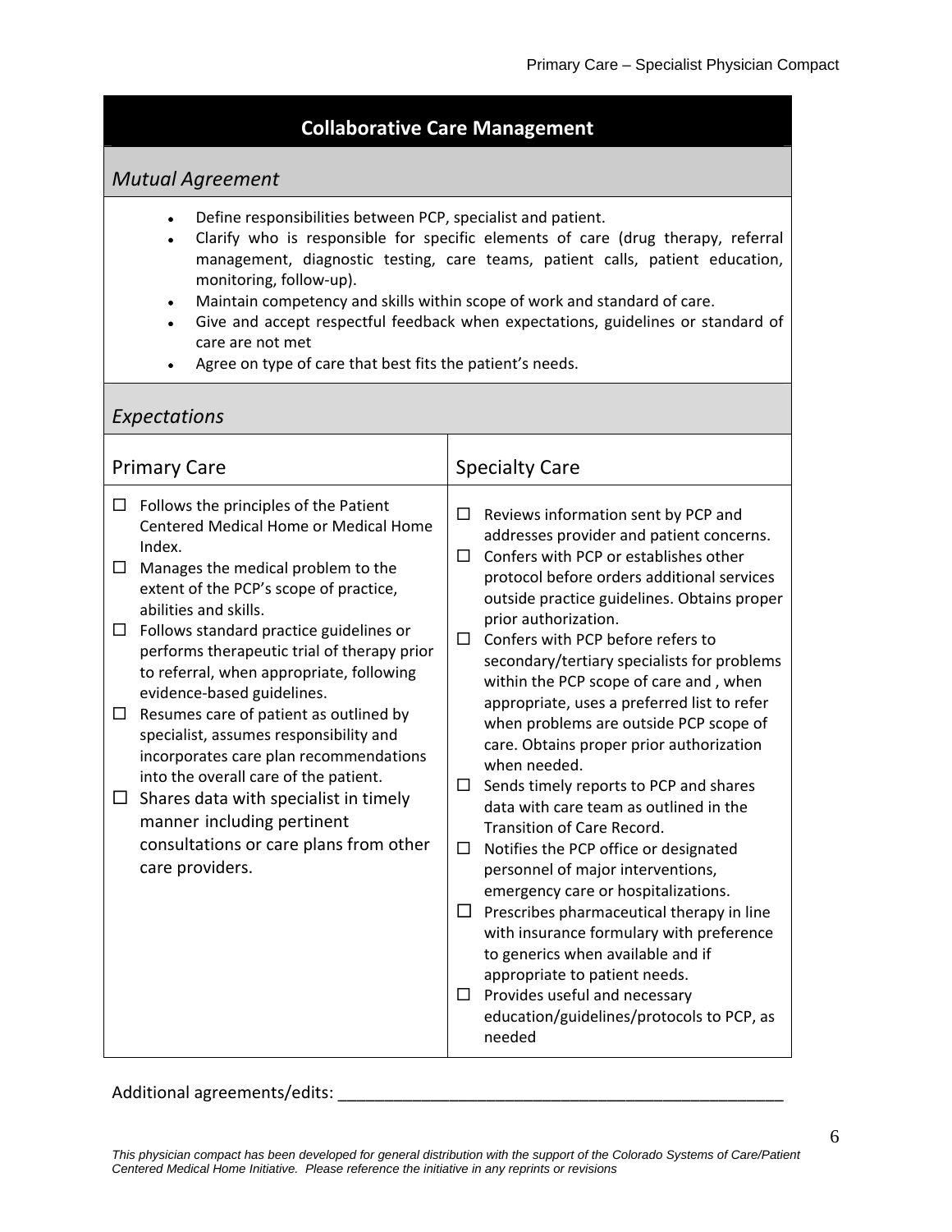## Collaborative Care Management

### *Mutual Agreement*

- Define responsibilities between PCP, specialist and patient.
- Clarify who is responsible for specific elements of care (drug therapy, referral management, diagnostic testing, care teams, patient calls, patient education, monitoring, follow-up).
- Maintain competency and skills within scope of work and standard of care.
- Give and accept respectful feedback when expectations, guidelines or standard of care are not met
- Agree on type of care that best fits the patient's needs.

### *Expectations*

| Primary Care | Specialty Care |
|---|---|
| ☐ Follows the principles of the Patient Centered Medical Home or Medical Home Index.<br>☐ Manages the medical problem to the extent of the PCP's scope of practice, abilities and skills.<br>☐ Follows standard practice guidelines or performs therapeutic trial of therapy prior to referral, when appropriate, following evidence-based guidelines.<br>☐ Resumes care of patient as outlined by specialist, assumes responsibility and incorporates care plan recommendations into the overall care of the patient.<br>☐ Shares data with specialist in timely manner including pertinent consultations or care plans from other care providers. | ☐ Reviews information sent by PCP and addresses provider and patient concerns.<br>☐ Confers with PCP or establishes other protocol before orders additional services outside practice guidelines. Obtains proper prior authorization.<br>☐ Confers with PCP before refers to secondary/tertiary specialists for problems within the PCP scope of care and , when appropriate, uses a preferred list to refer when problems are outside PCP scope of care. Obtains proper prior authorization when needed.<br>☐ Sends timely reports to PCP and shares data with care team as outlined in the Transition of Care Record.<br>☐ Notifies the PCP office or designated personnel of major interventions, emergency care or hospitalizations.<br>☐ Prescribes pharmaceutical therapy in line with insurance formulary with preference to generics when available and if appropriate to patient needs.<br>☐ Provides useful and necessary education/guidelines/protocols to PCP, as needed |

Additional agreements/edits: ______________________________________________

*This physician compact has been developed for general distribution with the support of the Colorado Systems of Care/Patient Centered Medical Home Initiative. Please reference the initiative in any reprints or revisions*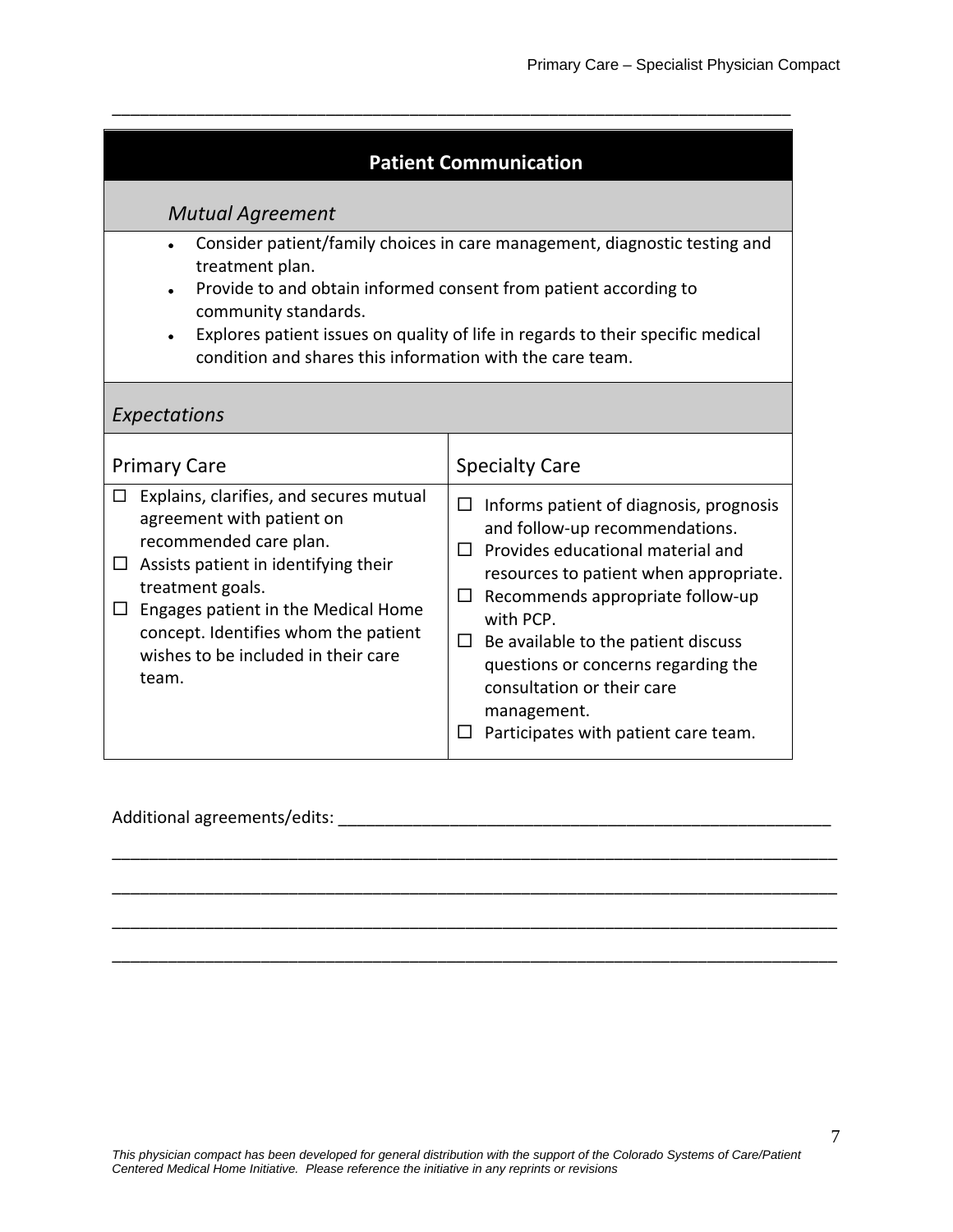## Patient Communication

### *Mutual Agreement*

- Consider patient/family choices in care management, diagnostic testing and treatment plan.
- Provide to and obtain informed consent from patient according to community standards.
- Explores patient issues on quality of life in regards to their specific medical condition and shares this information with the care team.

### *Expectations*

| Primary Care | Specialty Care |
|---|---|
| ☐ Explains, clarifies, and secures mutual agreement with patient on recommended care plan.<br>☐ Assists patient in identifying their treatment goals.<br>☐ Engages patient in the Medical Home concept. Identifies whom the patient wishes to be included in their care team. | ☐ Informs patient of diagnosis, prognosis and follow-up recommendations.<br>☐ Provides educational material and resources to patient when appropriate.<br>☐ Recommends appropriate follow-up with PCP.<br>☐ Be available to the patient discuss questions or concerns regarding the consultation or their care management.<br>☐ Participates with patient care team. |

Additional agreements/edits: ______________________________________________________

________________________________________________________________________________

________________________________________________________________________________

________________________________________________________________________________

________________________________________________________________________________

*This physician compact has been developed for general distribution with the support of the Colorado Systems of Care/Patient Centered Medical Home Initiative. Please reference the initiative in any reprints or revisions*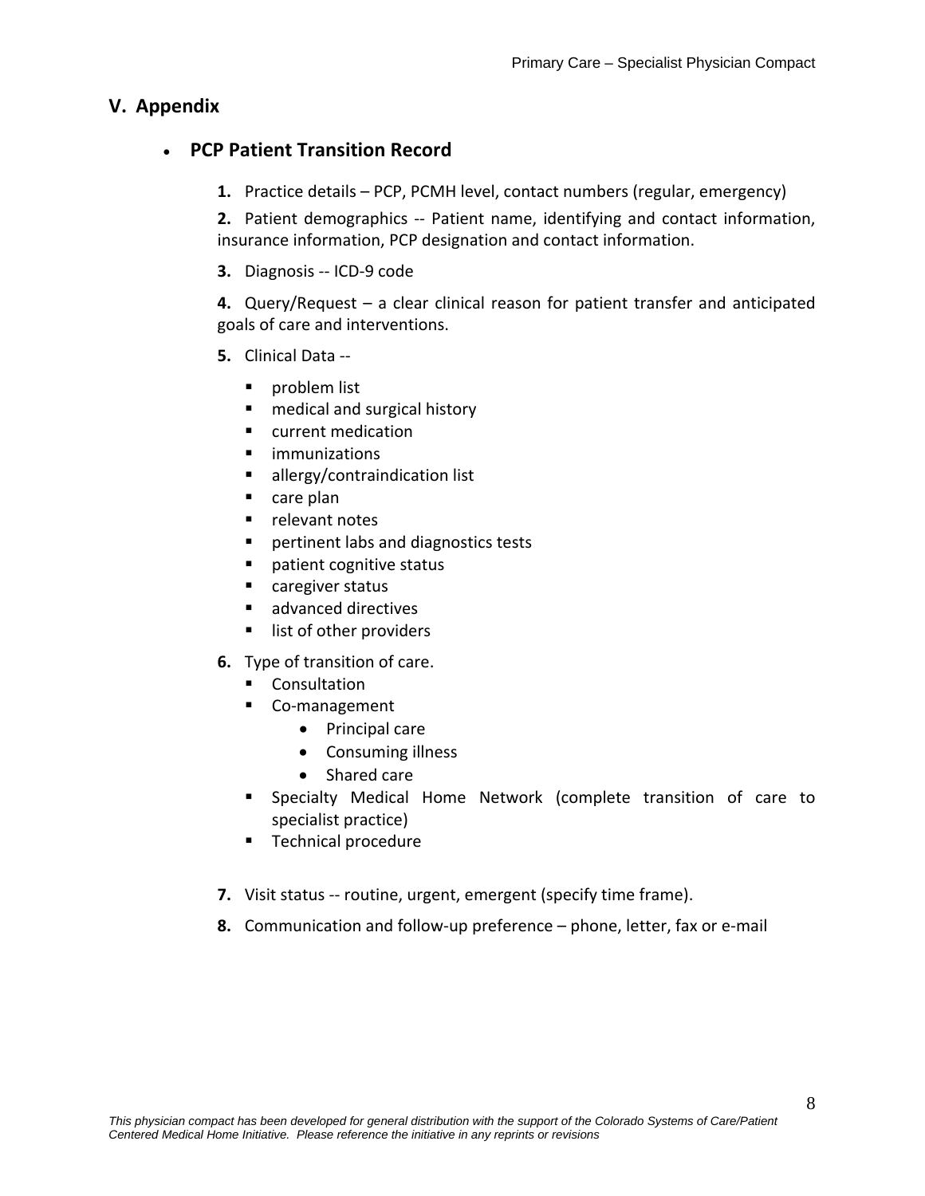## V. Appendix

- **PCP Patient Transition Record**

  **1.** Practice details – PCP, PCMH level, contact numbers (regular, emergency)

  **2.** Patient demographics -- Patient name, identifying and contact information, insurance information, PCP designation and contact information.

  **3.** Diagnosis -- ICD-9 code

  **4.** Query/Request – a clear clinical reason for patient transfer and anticipated goals of care and interventions.

  **5.** Clinical Data --

  - problem list
  - medical and surgical history
  - current medication
  - immunizations
  - allergy/contraindication list
  - care plan
  - relevant notes
  - pertinent labs and diagnostics tests
  - patient cognitive status
  - caregiver status
  - advanced directives
  - list of other providers

  **6.** Type of transition of care.

  - Consultation
  - Co-management
    - Principal care
    - Consuming illness
    - Shared care
  - Specialty Medical Home Network (complete transition of care to specialist practice)
  - Technical procedure

  **7.** Visit status -- routine, urgent, emergent (specify time frame).

  **8.** Communication and follow-up preference – phone, letter, fax or e-mail

*This physician compact has been developed for general distribution with the support of the Colorado Systems of Care/Patient Centered Medical Home Initiative. Please reference the initiative in any reprints or revisions*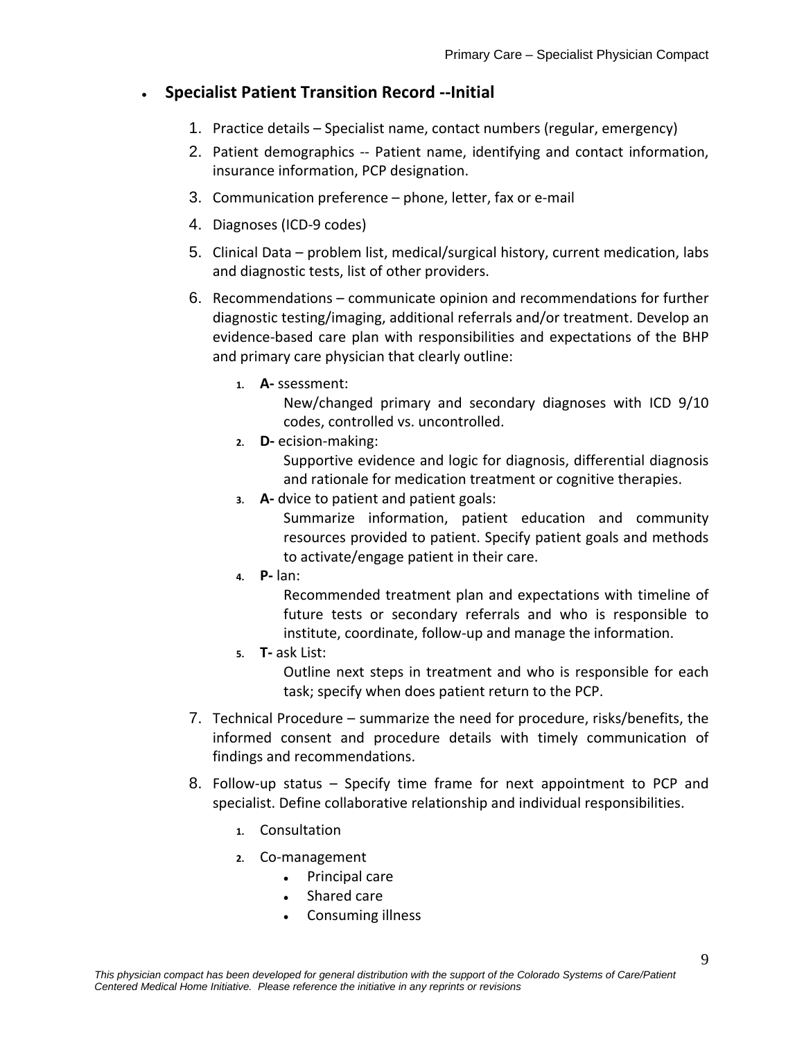- **Specialist Patient Transition Record --Initial**

  1. Practice details – Specialist name, contact numbers (regular, emergency)
  2. Patient demographics -- Patient name, identifying and contact information, insurance information, PCP designation.
  3. Communication preference – phone, letter, fax or e-mail
  4. Diagnoses (ICD-9 codes)
  5. Clinical Data – problem list, medical/surgical history, current medication, labs and diagnostic tests, list of other providers.
  6. Recommendations – communicate opinion and recommendations for further diagnostic testing/imaging, additional referrals and/or treatment. Develop an evidence-based care plan with responsibilities and expectations of the BHP and primary care physician that clearly outline:
     1. **A-** ssessment:
        New/changed primary and secondary diagnoses with ICD 9/10 codes, controlled vs. uncontrolled.
     2. **D-** ecision-making:
        Supportive evidence and logic for diagnosis, differential diagnosis and rationale for medication treatment or cognitive therapies.
     3. **A-** dvice to patient and patient goals:
        Summarize information, patient education and community resources provided to patient. Specify patient goals and methods to activate/engage patient in their care.
     4. **P-** lan:
        Recommended treatment plan and expectations with timeline of future tests or secondary referrals and who is responsible to institute, coordinate, follow-up and manage the information.
     5. **T-** ask List:
        Outline next steps in treatment and who is responsible for each task; specify when does patient return to the PCP.
  7. Technical Procedure – summarize the need for procedure, risks/benefits, the informed consent and procedure details with timely communication of findings and recommendations.
  8. Follow-up status – Specify time frame for next appointment to PCP and specialist. Define collaborative relationship and individual responsibilities.
     1. Consultation
     2. Co-management
        - Principal care
        - Shared care
        - Consuming illness

*This physician compact has been developed for general distribution with the support of the Colorado Systems of Care/Patient Centered Medical Home Initiative. Please reference the initiative in any reprints or revisions*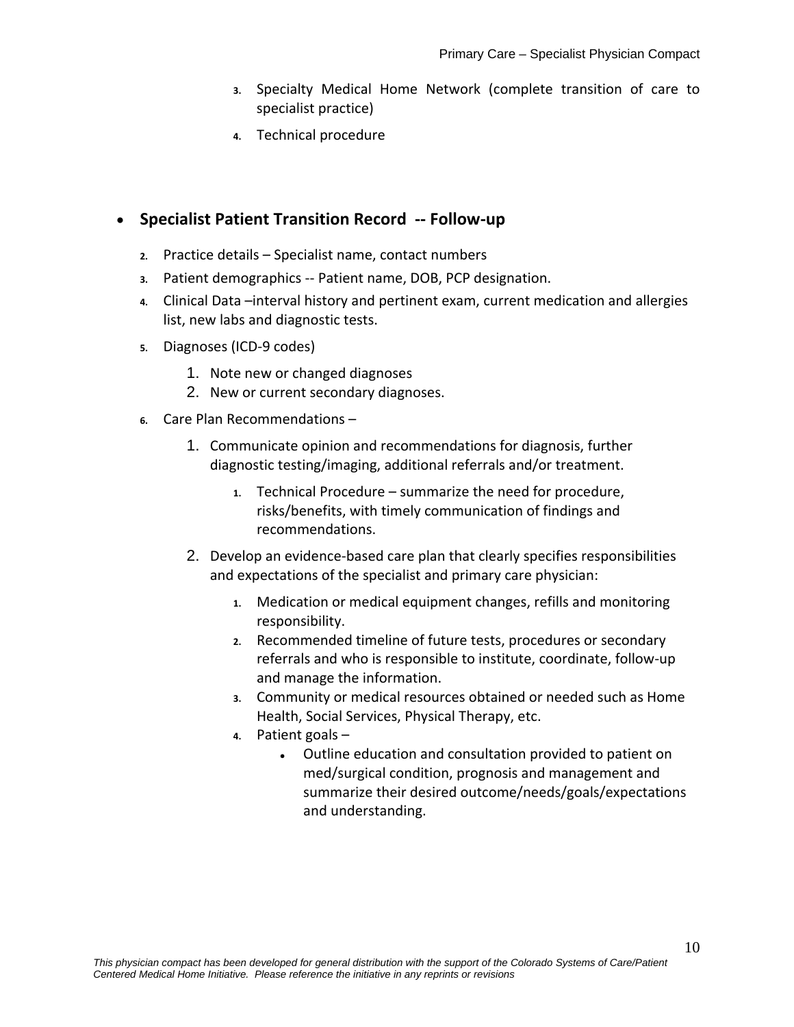3. Specialty Medical Home Network (complete transition of care to specialist practice)
4. Technical procedure

- **Specialist Patient Transition Record -- Follow-up**

2. Practice details – Specialist name, contact numbers
3. Patient demographics -- Patient name, DOB, PCP designation.
4. Clinical Data –interval history and pertinent exam, current medication and allergies list, new labs and diagnostic tests.
5. Diagnoses (ICD-9 codes)
    1. Note new or changed diagnoses
    2. New or current secondary diagnoses.
6. Care Plan Recommendations –
    1. Communicate opinion and recommendations for diagnosis, further diagnostic testing/imaging, additional referrals and/or treatment.
        1. Technical Procedure – summarize the need for procedure, risks/benefits, with timely communication of findings and recommendations.
    2. Develop an evidence-based care plan that clearly specifies responsibilities and expectations of the specialist and primary care physician:
        1. Medication or medical equipment changes, refills and monitoring responsibility.
        2. Recommended timeline of future tests, procedures or secondary referrals and who is responsible to institute, coordinate, follow-up and manage the information.
        3. Community or medical resources obtained or needed such as Home Health, Social Services, Physical Therapy, etc.
        4. Patient goals –
            - Outline education and consultation provided to patient on med/surgical condition, prognosis and management and summarize their desired outcome/needs/goals/expectations and understanding.

*This physician compact has been developed for general distribution with the support of the Colorado Systems of Care/Patient Centered Medical Home Initiative. Please reference the initiative in any reprints or revisions*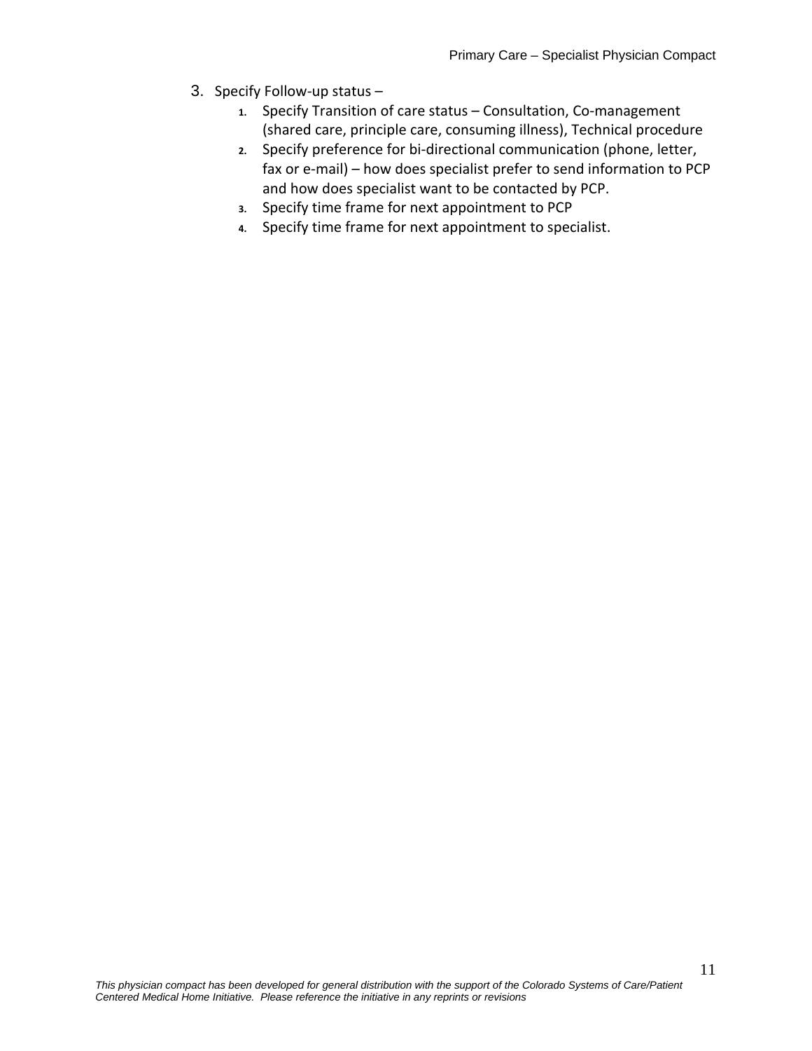3. Specify Follow-up status –
    1. Specify Transition of care status – Consultation, Co-management (shared care, principle care, consuming illness), Technical procedure
    2. Specify preference for bi-directional communication (phone, letter, fax or e-mail) – how does specialist prefer to send information to PCP and how does specialist want to be contacted by PCP.
    3. Specify time frame for next appointment to PCP
    4. Specify time frame for next appointment to specialist.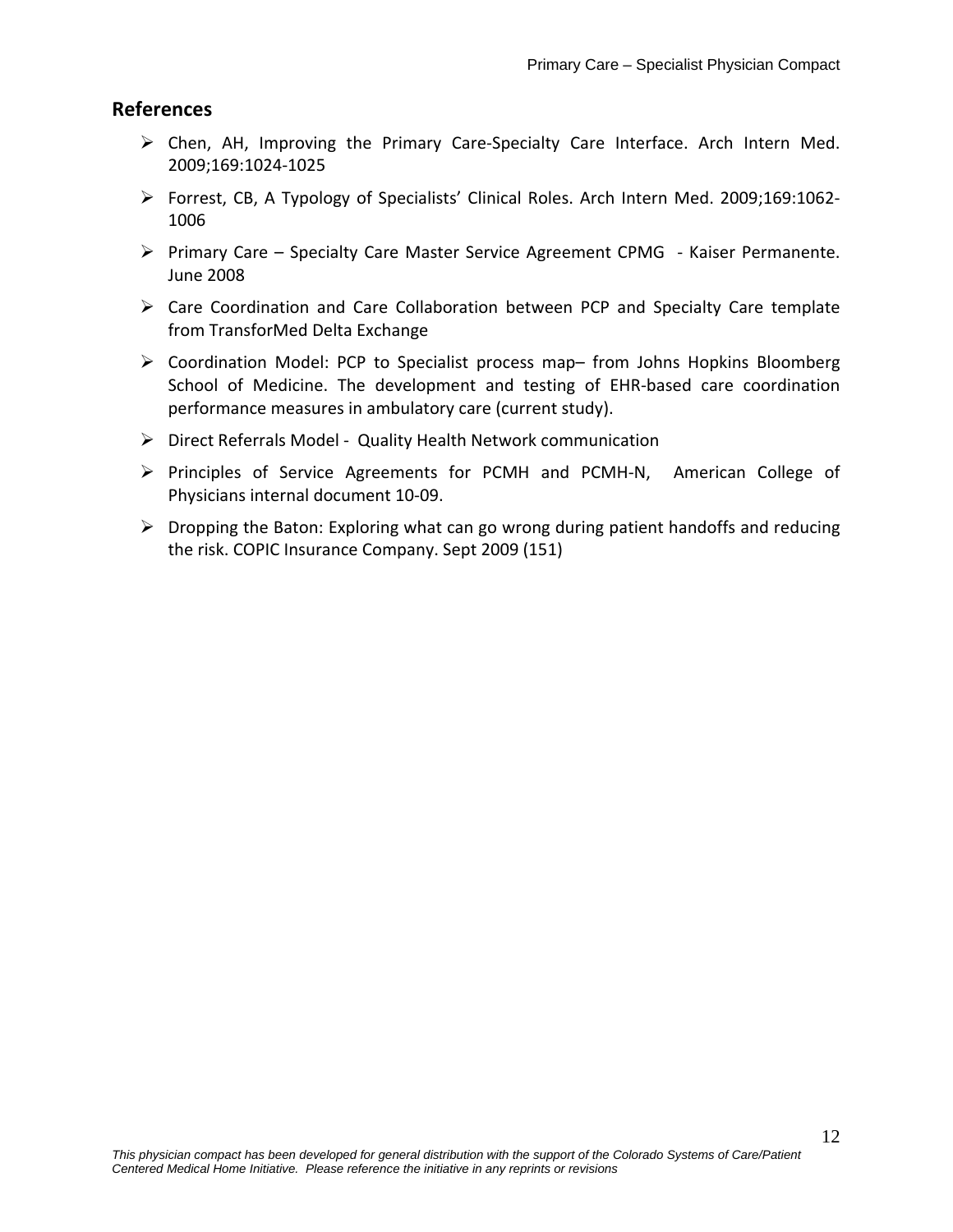## References

- Chen, AH, Improving the Primary Care-Specialty Care Interface. Arch Intern Med. 2009;169:1024-1025
- Forrest, CB, A Typology of Specialists' Clinical Roles. Arch Intern Med. 2009;169:1062-1006
- Primary Care – Specialty Care Master Service Agreement CPMG - Kaiser Permanente. June 2008
- Care Coordination and Care Collaboration between PCP and Specialty Care template from TransforMed Delta Exchange
- Coordination Model: PCP to Specialist process map– from Johns Hopkins Bloomberg School of Medicine. The development and testing of EHR-based care coordination performance measures in ambulatory care (current study).
- Direct Referrals Model - Quality Health Network communication
- Principles of Service Agreements for PCMH and PCMH-N, American College of Physicians internal document 10-09.
- Dropping the Baton: Exploring what can go wrong during patient handoffs and reducing the risk. COPIC Insurance Company. Sept 2009 (151)

*This physician compact has been developed for general distribution with the support of the Colorado Systems of Care/Patient Centered Medical Home Initiative. Please reference the initiative in any reprints or revisions*